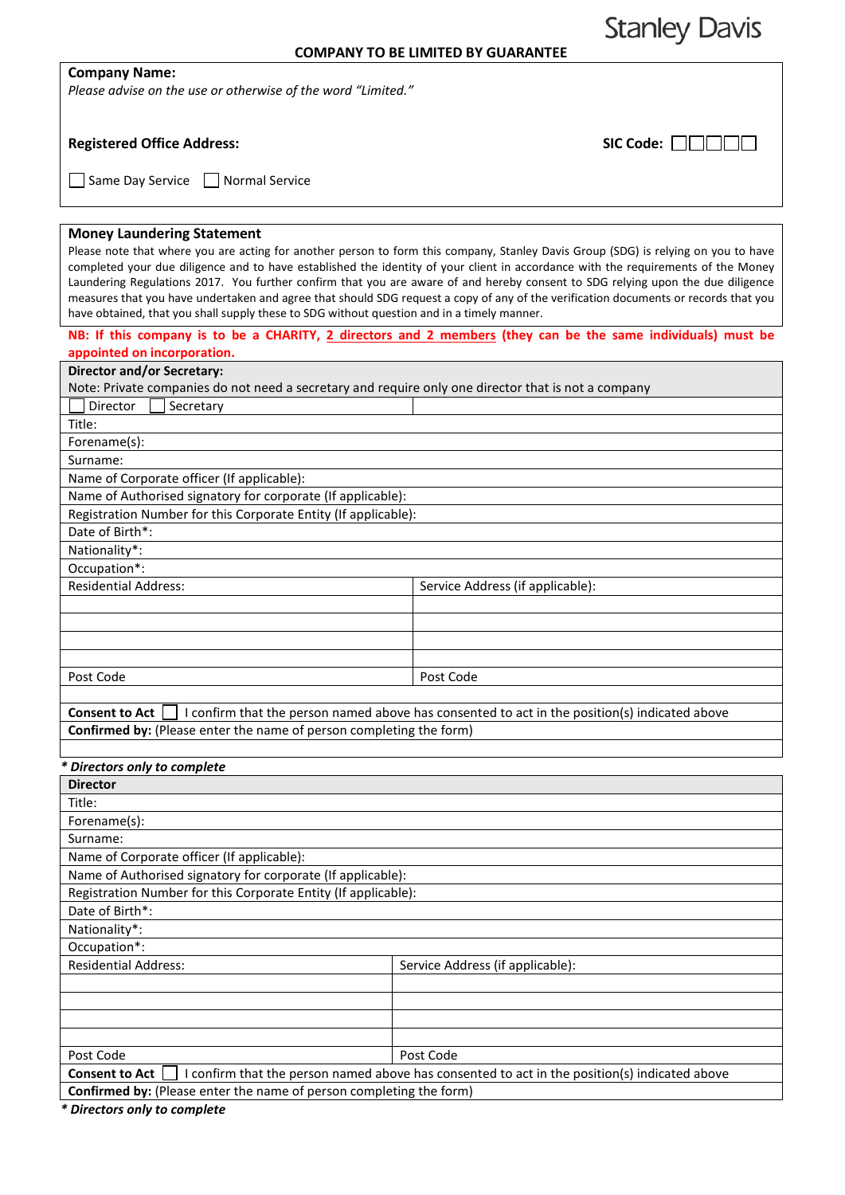Stanley Davis

**COMPANY TO BE LIMITED BY GUARANTEE**

**Company Name:**
*Please advise on the use or otherwise of the word "Limited."*

**Registered Office Address:** **SIC Code:** ☐☐☐☐☐

☐ Same Day Service ☐ Normal Service

**Money Laundering Statement**

Please note that where you are acting for another person to form this company, Stanley Davis Group (SDG) is relying on you to have completed your due diligence and to have established the identity of your client in accordance with the requirements of the Money Laundering Regulations 2017. You further confirm that you are aware of and hereby consent to SDG relying upon the due diligence measures that you have undertaken and agree that should SDG request a copy of any of the verification documents or records that you have obtained, that you shall supply these to SDG without question and in a timely manner.

**NB: If this company is to be a CHARITY, 2 directors and 2 members (they can be the same individuals) must be appointed on incorporation.**

| **Director and/or Secretary:** Note: Private companies do not need a secretary and require only one director that is not a company | |
|---|---|
| ☐ Director ☐ Secretary | |
| Title: | |
| Forename(s): | |
| Surname: | |
| Name of Corporate officer (If applicable): | |
| Name of Authorised signatory for corporate (If applicable): | |
| Registration Number for this Corporate Entity (If applicable): | |
| Date of Birth*: | |
| Nationality*: | |
| Occupation*: | |
| Residential Address: | Service Address (if applicable): |
| | |
| | |
| | |
| | |
| Post Code | Post Code |
| | |
| **Consent to Act** ☐ I confirm that the person named above has consented to act in the position(s) indicated above | |
| **Confirmed by:** (Please enter the name of person completing the form) | |
| | |

***Directors only to complete**

| **Director** | |
|---|---|
| Title: | |
| Forename(s): | |
| Surname: | |
| Name of Corporate officer (If applicable): | |
| Name of Authorised signatory for corporate (If applicable): | |
| Registration Number for this Corporate Entity (If applicable): | |
| Date of Birth*: | |
| Nationality*: | |
| Occupation*: | |
| Residential Address: | Service Address (if applicable): |
| | |
| | |
| | |
| | |
| Post Code | Post Code |
| **Consent to Act** ☐ I confirm that the person named above has consented to act in the position(s) indicated above | |
| **Confirmed by:** (Please enter the name of person completing the form) | |

***Directors only to complete**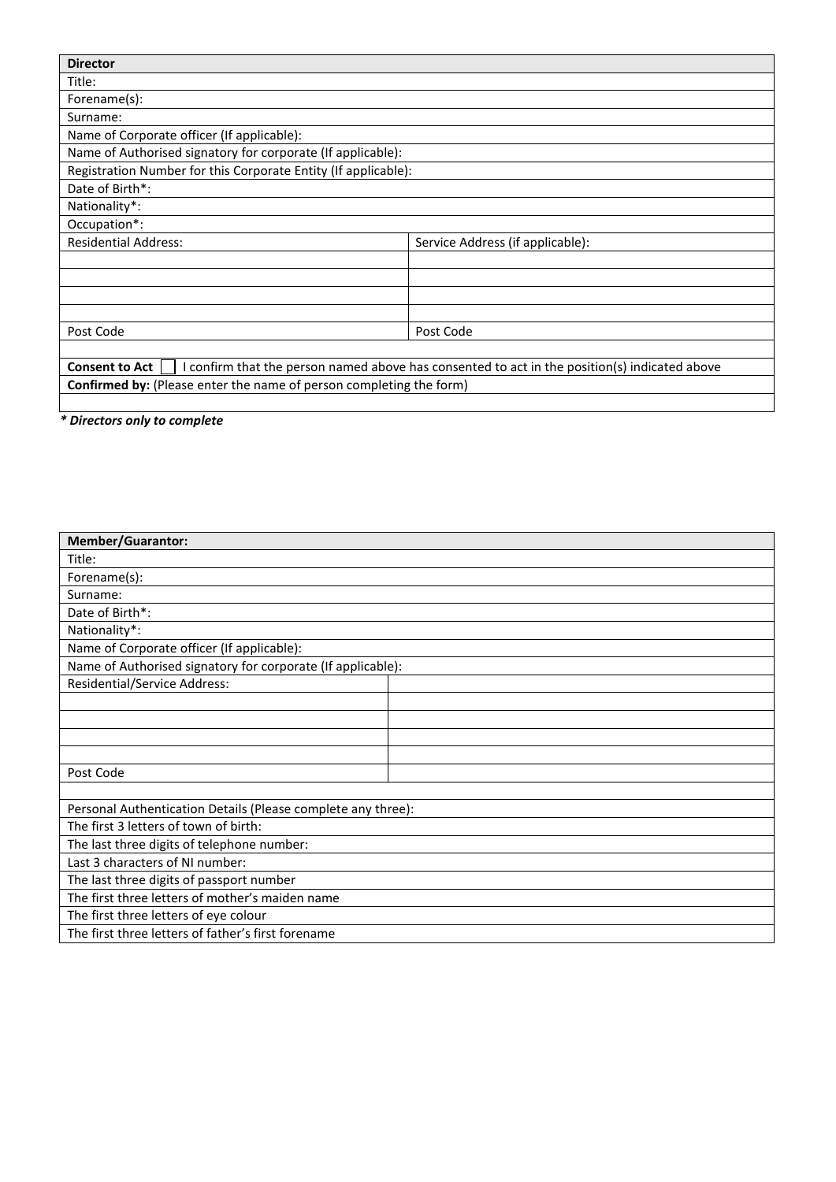| **Director** | |
|---|---|
| Title: | |
| Forename(s): | |
| Surname: | |
| Name of Corporate officer (If applicable): | |
| Name of Authorised signatory for corporate (If applicable): | |
| Registration Number for this Corporate Entity (If applicable): | |
| Date of Birth*: | |
| Nationality*: | |
| Occupation*: | |
| Residential Address: | Service Address (if applicable): |
| | |
| | |
| | |
| | |
| Post Code | Post Code |
| | |
| **Consent to Act** ☐ I confirm that the person named above has consented to act in the position(s) indicated above | |
| **Confirmed by:** (Please enter the name of person completing the form) | |
| | |

***\* Directors only to complete***

| **Member/Guarantor:** | |
|---|---|
| Title: | |
| Forename(s): | |
| Surname: | |
| Date of Birth*: | |
| Nationality*: | |
| Name of Corporate officer (If applicable): | |
| Name of Authorised signatory for corporate (If applicable): | |
| Residential/Service Address: | |
| | |
| | |
| | |
| | |
| Post Code | |
| | |
| Personal Authentication Details (Please complete any three): | |
| The first 3 letters of town of birth: | |
| The last three digits of telephone number: | |
| Last 3 characters of NI number: | |
| The last three digits of passport number | |
| The first three letters of mother's maiden name | |
| The first three letters of eye colour | |
| The first three letters of father's first forename | |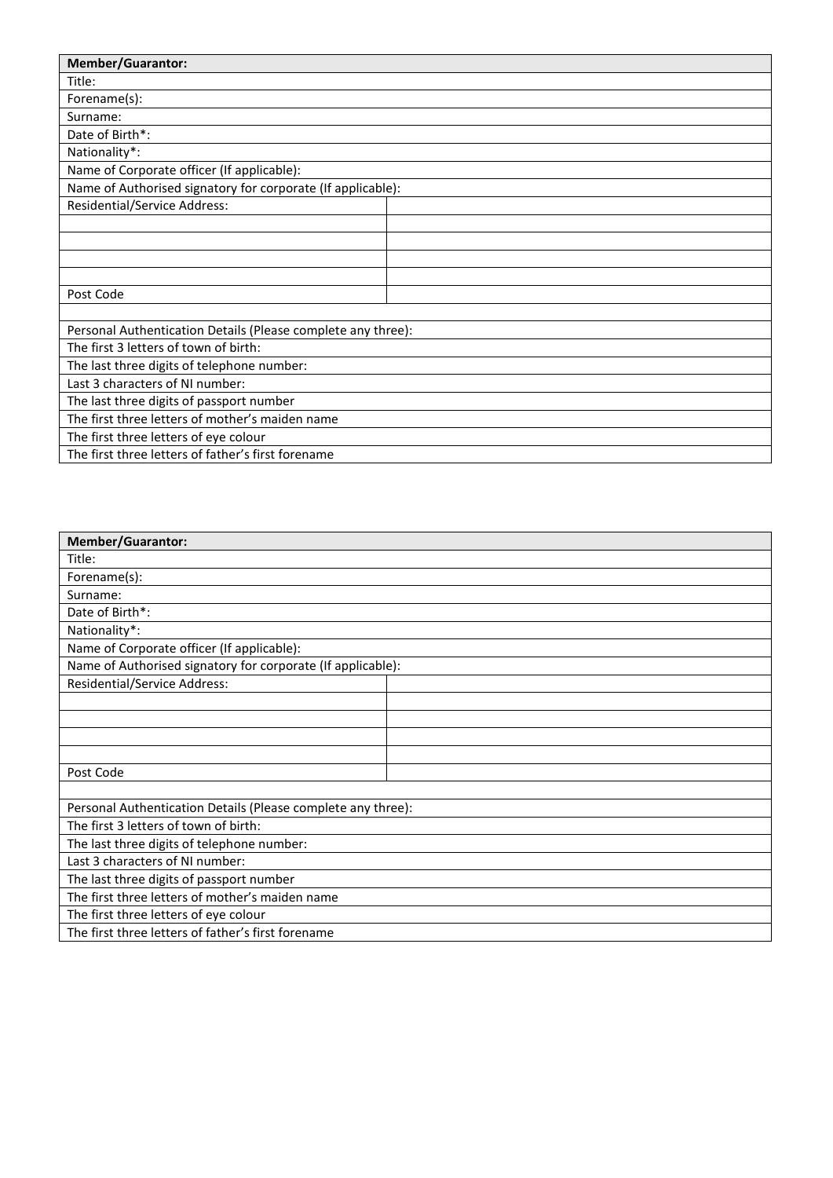| Member/Guarantor: | |
|---|---|
| Title: | |
| Forename(s): | |
| Surname: | |
| Date of Birth*: | |
| Nationality*: | |
| Name of Corporate officer (If applicable): | |
| Name of Authorised signatory for corporate (If applicable): | |
| Residential/Service Address: | |
| | |
| | |
| | |
| | |
| Post Code | |
| | |
| Personal Authentication Details (Please complete any three): | |
| The first 3 letters of town of birth: | |
| The last three digits of telephone number: | |
| Last 3 characters of NI number: | |
| The last three digits of passport number | |
| The first three letters of mother's maiden name | |
| The first three letters of eye colour | |
| The first three letters of father's first forename | |

| Member/Guarantor: | |
|---|---|
| Title: | |
| Forename(s): | |
| Surname: | |
| Date of Birth*: | |
| Nationality*: | |
| Name of Corporate officer (If applicable): | |
| Name of Authorised signatory for corporate (If applicable): | |
| Residential/Service Address: | |
| | |
| | |
| | |
| | |
| Post Code | |
| | |
| Personal Authentication Details (Please complete any three): | |
| The first 3 letters of town of birth: | |
| The last three digits of telephone number: | |
| Last 3 characters of NI number: | |
| The last three digits of passport number | |
| The first three letters of mother's maiden name | |
| The first three letters of eye colour | |
| The first three letters of father's first forename | |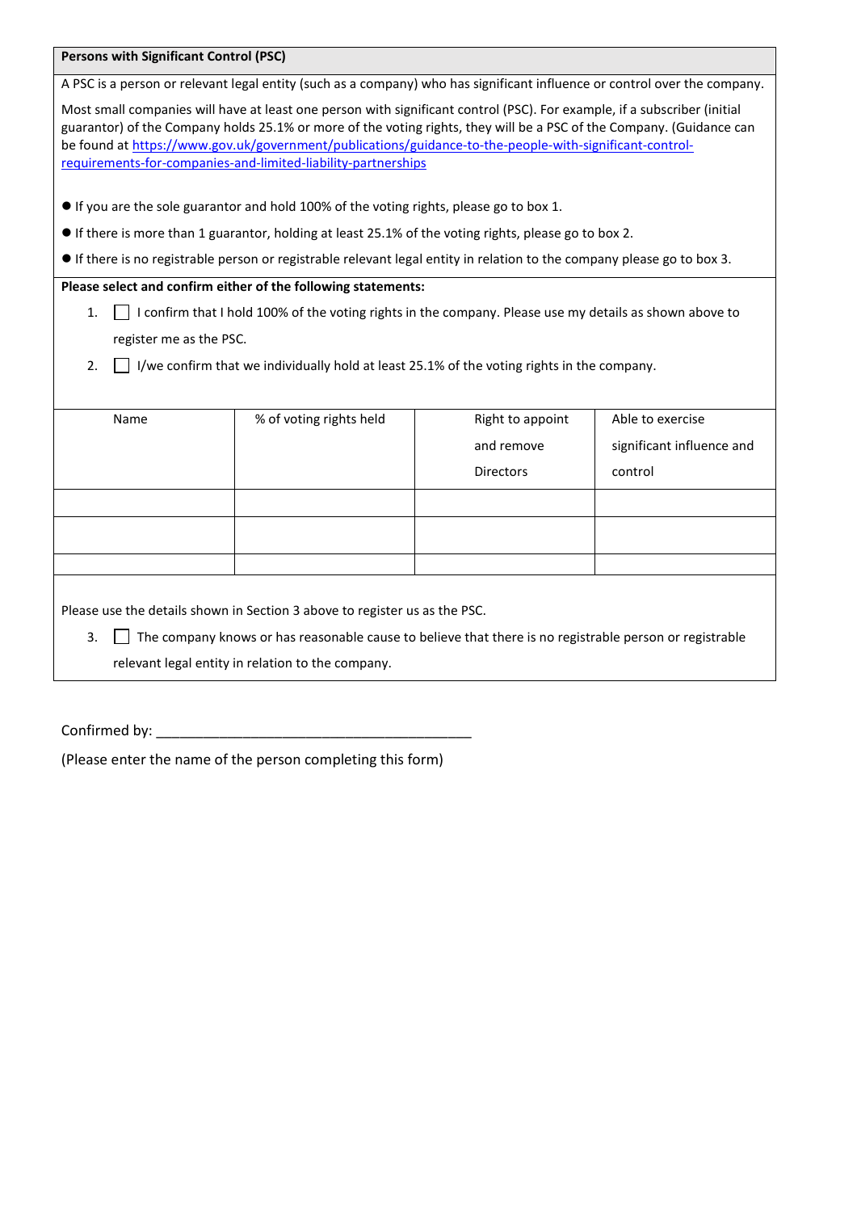**Persons with Significant Control (PSC)**

A PSC is a person or relevant legal entity (such as a company) who has significant influence or control over the company.

Most small companies will have at least one person with significant control (PSC). For example, if a subscriber (initial guarantor) of the Company holds 25.1% or more of the voting rights, they will be a PSC of the Company. (Guidance can be found at https://www.gov.uk/government/publications/guidance-to-the-people-with-significant-control-requirements-for-companies-and-limited-liability-partnerships

- If you are the sole guarantor and hold 100% of the voting rights, please go to box 1.
- If there is more than 1 guarantor, holding at least 25.1% of the voting rights, please go to box 2.
- If there is no registrable person or registrable relevant legal entity in relation to the company please go to box 3.

**Please select and confirm either of the following statements:**

1. ☐ I confirm that I hold 100% of the voting rights in the company. Please use my details as shown above to register me as the PSC.
2. ☐ I/we confirm that we individually hold at least 25.1% of the voting rights in the company.

| Name | % of voting rights held | Right to appoint and remove Directors | Able to exercise significant influence and control |
|---|---|---|---|
| | | | |
| | | | |
| | | | |

Please use the details shown in Section 3 above to register us as the PSC.

3. ☐ The company knows or has reasonable cause to believe that there is no registrable person or registrable relevant legal entity in relation to the company.

Confirmed by: ________________________________________

(Please enter the name of the person completing this form)